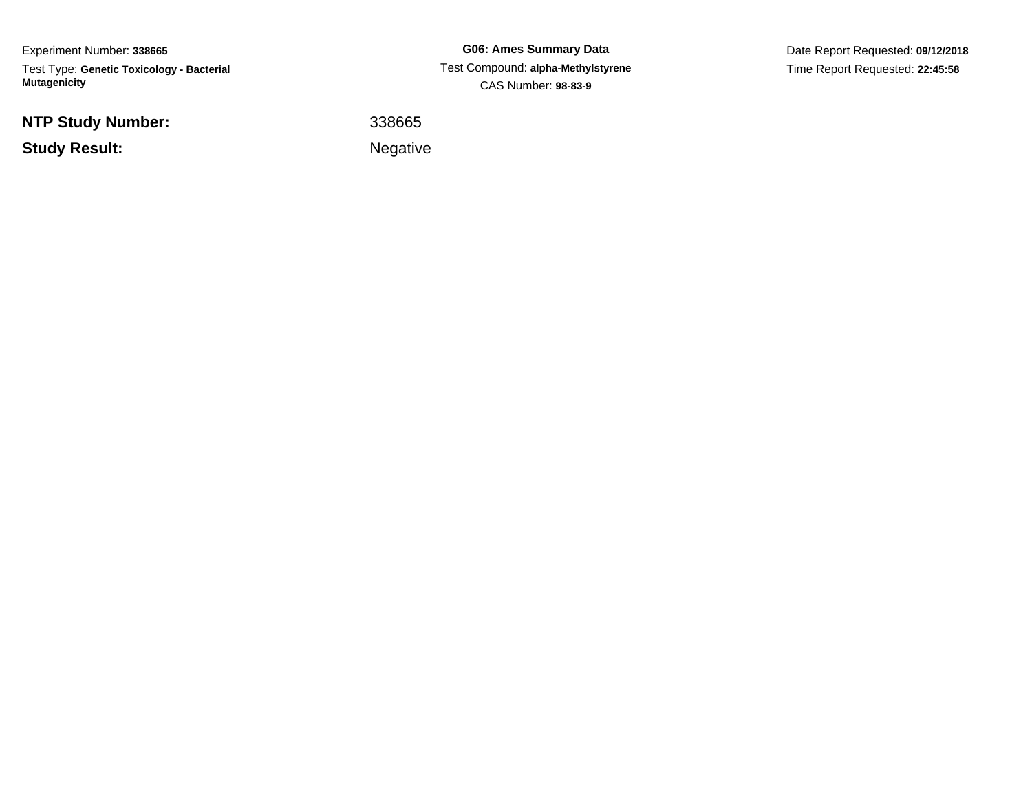Experiment Number: **338665**

Test Type: **Genetic Toxicology - Bacterial Mutagenicity**

**G06: Ames Summary Data**

Test Compound: **alpha-Methylstyrene**

CAS Number: **98-83-9**

Date Report Requested: **09/12/2018**

Time Report Requested: **22:45:58**

**NTP Study Number:** 338665

**Study Result:** Negative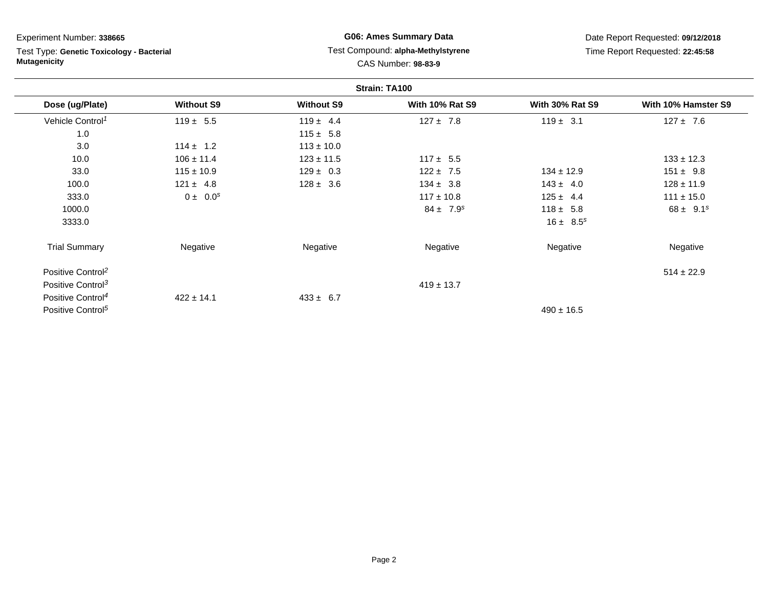Experiment Number: **338665**

Test Type: **Genetic Toxicology - Bacterial Mutagenicity**

**G06: Ames Summary Data**

Test Compound: **alpha-Methylstyrene**

CAS Number: **98-83-9**

Date Report Requested: **09/12/2018**

Time Report Requested: **22:45:58**

**Strain: TA100**

| Dose (ug/Plate) | Without S9 | Without S9 | With 10% Rat S9 | With 30% Rat S9 | With 10% Hamster S9 |
|---|---|---|---|---|---|
| Vehicle Control[1] | 119 ± 5.5 | 119 ± 4.4 | 127 ± 7.8 | 119 ± 3.1 | 127 ± 7.6 |
| 1.0 | | 115 ± 5.8 | | | |
| 3.0 | 114 ± 1.2 | 113 ± 10.0 | | | |
| 10.0 | 106 ± 11.4 | 123 ± 11.5 | 117 ± 5.5 | | 133 ± 12.3 |
| 33.0 | 115 ± 10.9 | 129 ± 0.3 | 122 ± 7.5 | 134 ± 12.9 | 151 ± 9.8 |
| 100.0 | 121 ± 4.8 | 128 ± 3.6 | 134 ± 3.8 | 143 ± 4.0 | 128 ± 11.9 |
| 333.0 | 0 ± 0.0[s] | | 117 ± 10.8 | 125 ± 4.4 | 111 ± 15.0 |
| 1000.0 | | | 84 ± 7.9[s] | 118 ± 5.8 | 68 ± 9.1[s] |
| 3333.0 | | | | 16 ± 8.5[s] | |
| Trial Summary | Negative | Negative | Negative | Negative | Negative |
| Positive Control[2] | | | | | 514 ± 22.9 |
| Positive Control[3] | | | 419 ± 13.7 | | |
| Positive Control[4] | 422 ± 14.1 | 433 ± 6.7 | | | |
| Positive Control[5] | | | | 490 ± 16.5 | |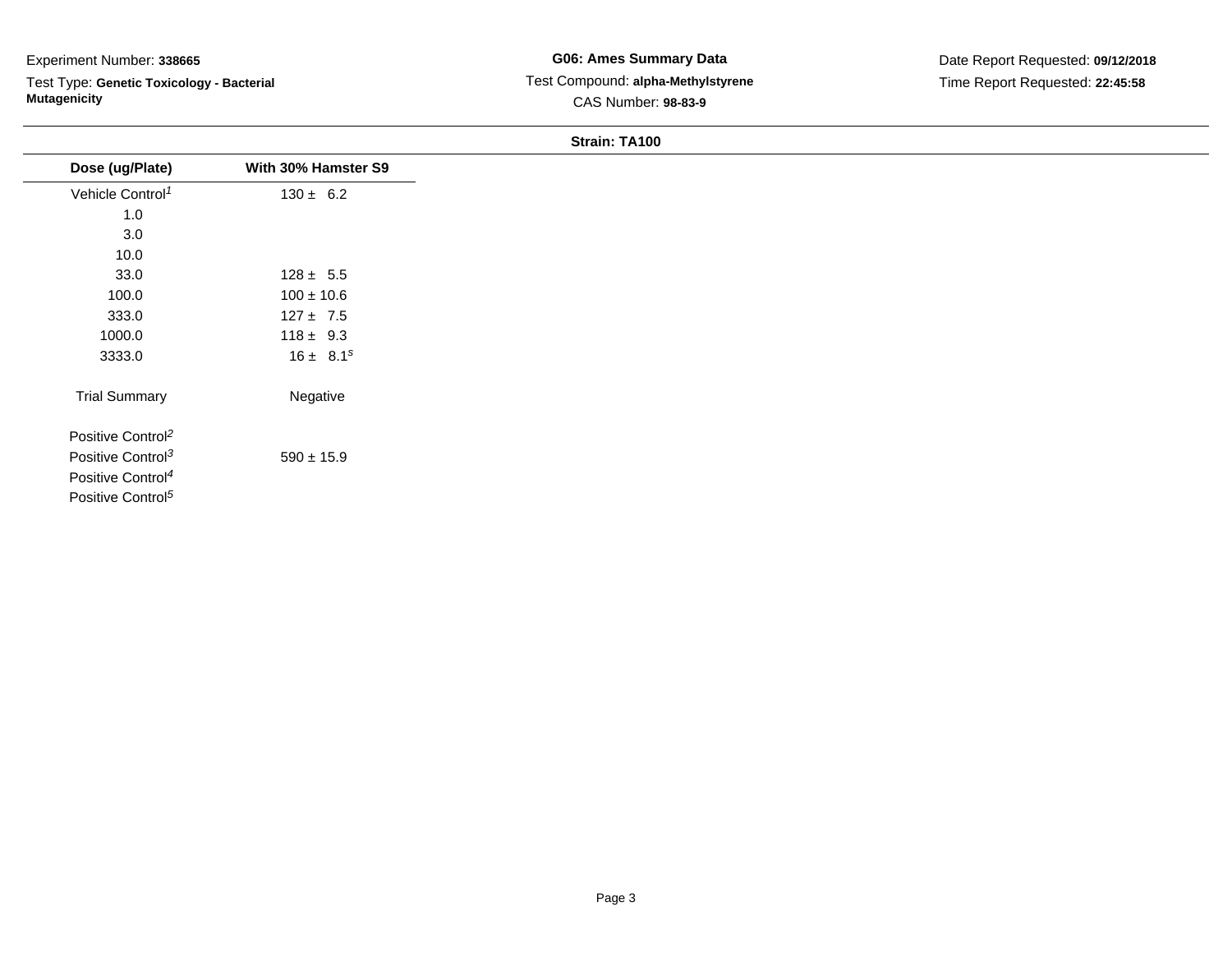Experiment Number: **338665**

Test Type: **Genetic Toxicology - Bacterial Mutagenicity**

**G06: Ames Summary Data**

Test Compound: **alpha-Methylstyrene**

CAS Number: **98-83-9**

Date Report Requested: **09/12/2018**

Time Report Requested: **22:45:58**

**Strain: TA100**

| Dose (ug/Plate) | With 30% Hamster S9 |
|---|---|
| Vehicle Control[1] | 130 ± 6.2 |
| 1.0 | |
| 3.0 | |
| 10.0 | |
| 33.0 | 128 ± 5.5 |
| 100.0 | 100 ± 10.6 |
| 333.0 | 127 ± 7.5 |
| 1000.0 | 118 ± 9.3 |
| 3333.0 | 16 ± 8.1[s] |
| Trial Summary | Negative |
| Positive Control[2] | |
| Positive Control[3] | 590 ± 15.9 |
| Positive Control[4] | |
| Positive Control[5] | |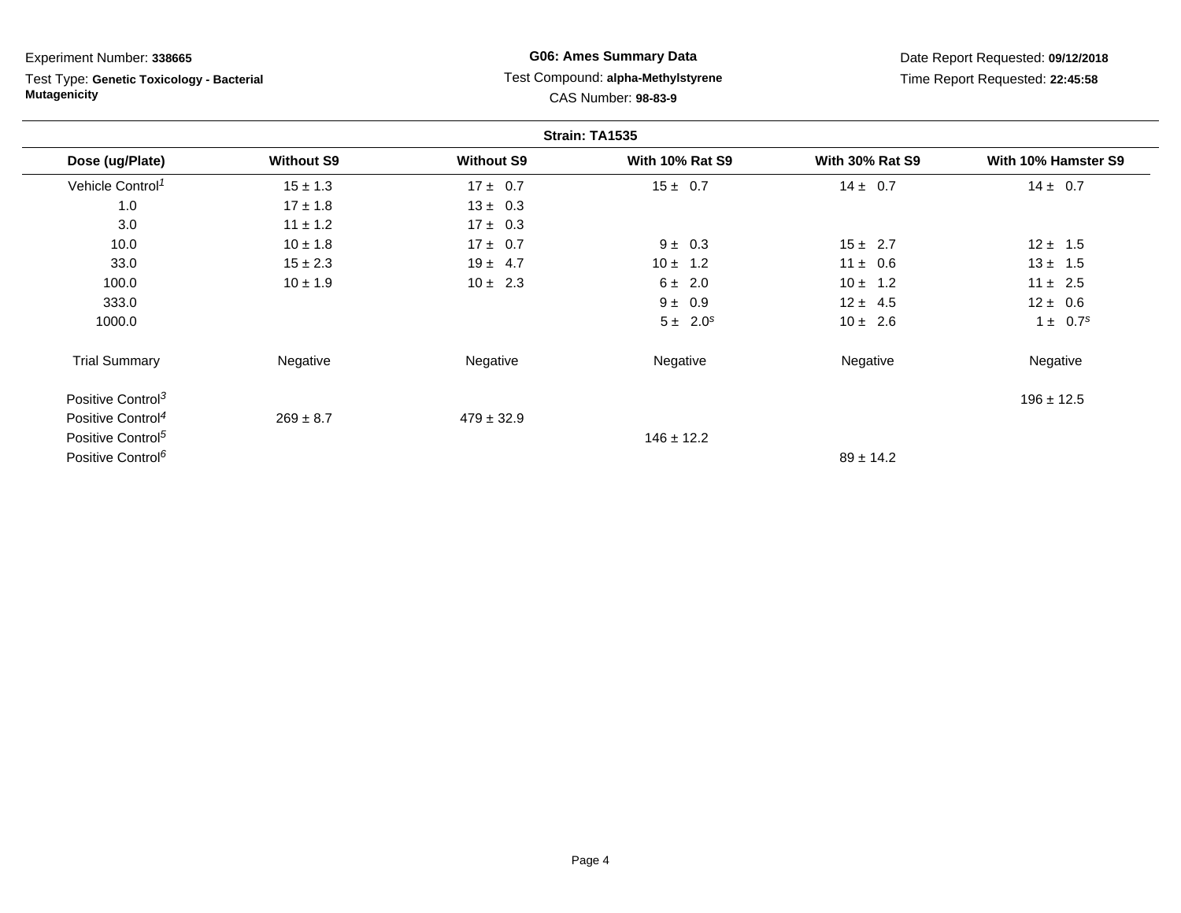Experiment Number: **338665**

Test Type: **Genetic Toxicology - Bacterial Mutagenicity**

**G06: Ames Summary Data**

Test Compound: **alpha-Methylstyrene**

CAS Number: **98-83-9**

Date Report Requested: **09/12/2018**

Time Report Requested: **22:45:58**

**Strain: TA1535**

| Dose (ug/Plate) | Without S9 | Without S9 | With 10% Rat S9 | With 30% Rat S9 | With 10% Hamster S9 |
|---|---|---|---|---|---|
| Vehicle Control[1] | 15 ± 1.3 | 17 ± 0.7 | 15 ± 0.7 | 14 ± 0.7 | 14 ± 0.7 |
| 1.0 | 17 ± 1.8 | 13 ± 0.3 | | | |
| 3.0 | 11 ± 1.2 | 17 ± 0.3 | | | |
| 10.0 | 10 ± 1.8 | 17 ± 0.7 | 9 ± 0.3 | 15 ± 2.7 | 12 ± 1.5 |
| 33.0 | 15 ± 2.3 | 19 ± 4.7 | 10 ± 1.2 | 11 ± 0.6 | 13 ± 1.5 |
| 100.0 | 10 ± 1.9 | 10 ± 2.3 | 6 ± 2.0 | 10 ± 1.2 | 11 ± 2.5 |
| 333.0 | | | 9 ± 0.9 | 12 ± 4.5 | 12 ± 0.6 |
| 1000.0 | | | 5 ± 2.0[s] | 10 ± 2.6 | 1 ± 0.7[s] |
| Trial Summary | Negative | Negative | Negative | Negative | Negative |
| Positive Control[3] | | | | | 196 ± 12.5 |
| Positive Control[4] | 269 ± 8.7 | 479 ± 32.9 | | | |
| Positive Control[5] | | | 146 ± 12.2 | | |
| Positive Control[6] | | | | 89 ± 14.2 | |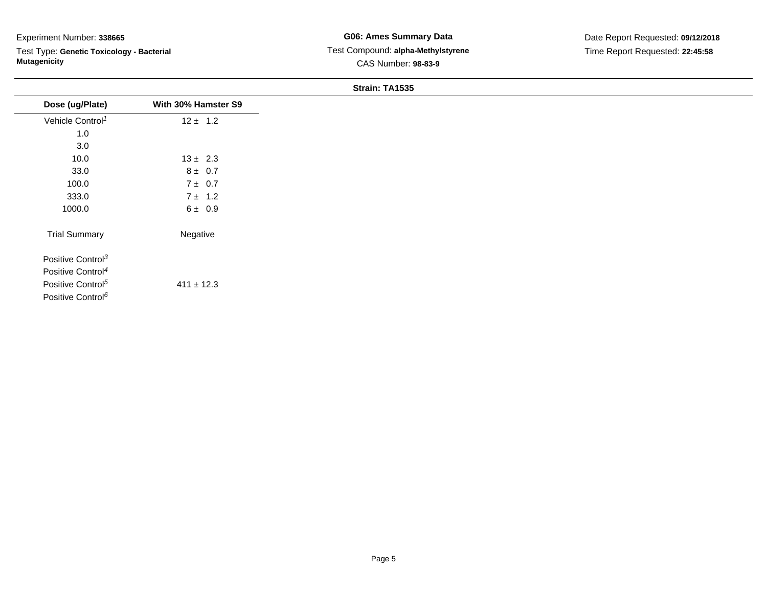Experiment Number: **338665**

Test Type: **Genetic Toxicology - Bacterial Mutagenicity**

**G06: Ames Summary Data**

Test Compound: **alpha-Methylstyrene**

CAS Number: **98-83-9**

Date Report Requested: **09/12/2018**

Time Report Requested: **22:45:58**

**Strain: TA1535**

| Dose (ug/Plate) | With 30% Hamster S9 |
|---|---|
| Vehicle Control[1] | 12 ± 1.2 |
| 1.0 | |
| 3.0 | |
| 10.0 | 13 ± 2.3 |
| 33.0 | 8 ± 0.7 |
| 100.0 | 7 ± 0.7 |
| 333.0 | 7 ± 1.2 |
| 1000.0 | 6 ± 0.9 |
| Trial Summary | Negative |
| Positive Control[3] | |
| Positive Control[4] | |
| Positive Control[5] | 411 ± 12.3 |
| Positive Control[6] | |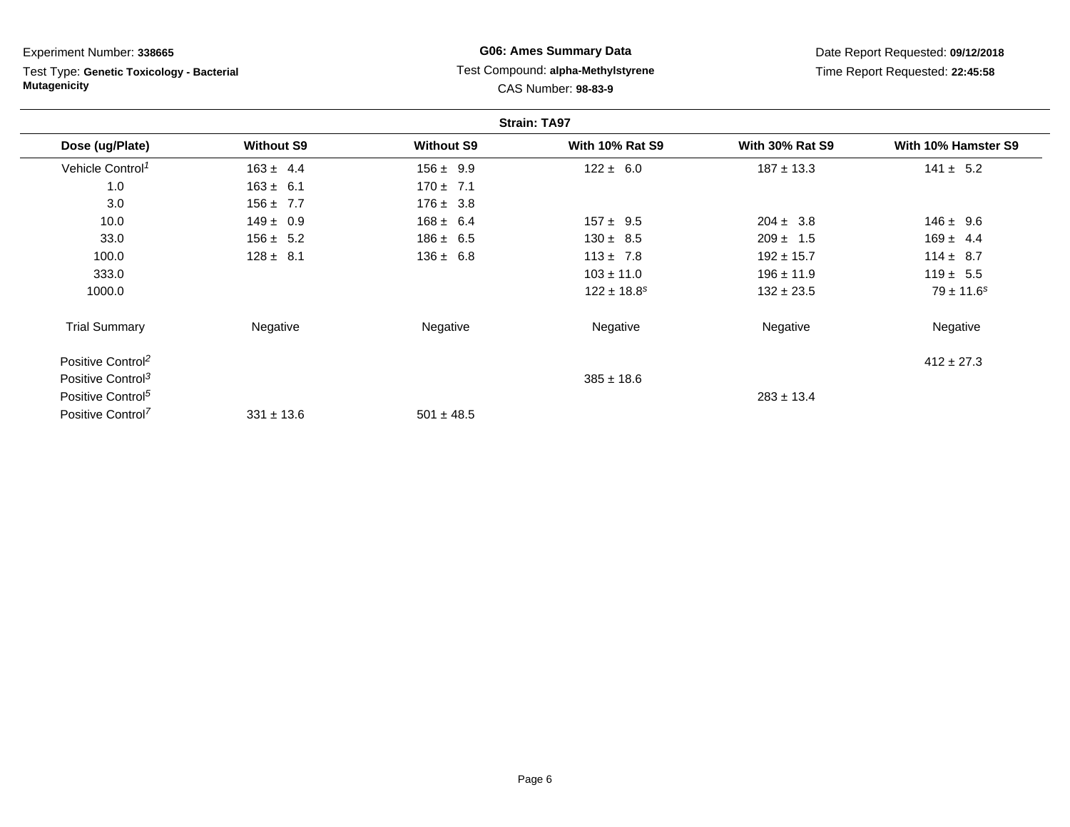Experiment Number: **338665**

Test Type: **Genetic Toxicology - Bacterial Mutagenicity**

**G06: Ames Summary Data**

Test Compound: **alpha-Methylstyrene**

CAS Number: **98-83-9**

Date Report Requested: **09/12/2018**

Time Report Requested: **22:45:58**

**Strain: TA97**

| Dose (ug/Plate) | Without S9 | Without S9 | With 10% Rat S9 | With 30% Rat S9 | With 10% Hamster S9 |
|---|---|---|---|---|---|
| Vehicle Control[1] | 163 ± 4.4 | 156 ± 9.9 | 122 ± 6.0 | 187 ± 13.3 | 141 ± 5.2 |
| 1.0 | 163 ± 6.1 | 170 ± 7.1 | | | |
| 3.0 | 156 ± 7.7 | 176 ± 3.8 | | | |
| 10.0 | 149 ± 0.9 | 168 ± 6.4 | 157 ± 9.5 | 204 ± 3.8 | 146 ± 9.6 |
| 33.0 | 156 ± 5.2 | 186 ± 6.5 | 130 ± 8.5 | 209 ± 1.5 | 169 ± 4.4 |
| 100.0 | 128 ± 8.1 | 136 ± 6.8 | 113 ± 7.8 | 192 ± 15.7 | 114 ± 8.7 |
| 333.0 | | | 103 ± 11.0 | 196 ± 11.9 | 119 ± 5.5 |
| 1000.0 | | | 122 ± 18.8[s] | 132 ± 23.5 | 79 ± 11.6[s] |
| Trial Summary | Negative | Negative | Negative | Negative | Negative |
| Positive Control[2] | | | | | 412 ± 27.3 |
| Positive Control[3] | | | 385 ± 18.6 | | |
| Positive Control[5] | | | | 283 ± 13.4 | |
| Positive Control[7] | 331 ± 13.6 | 501 ± 48.5 | | | |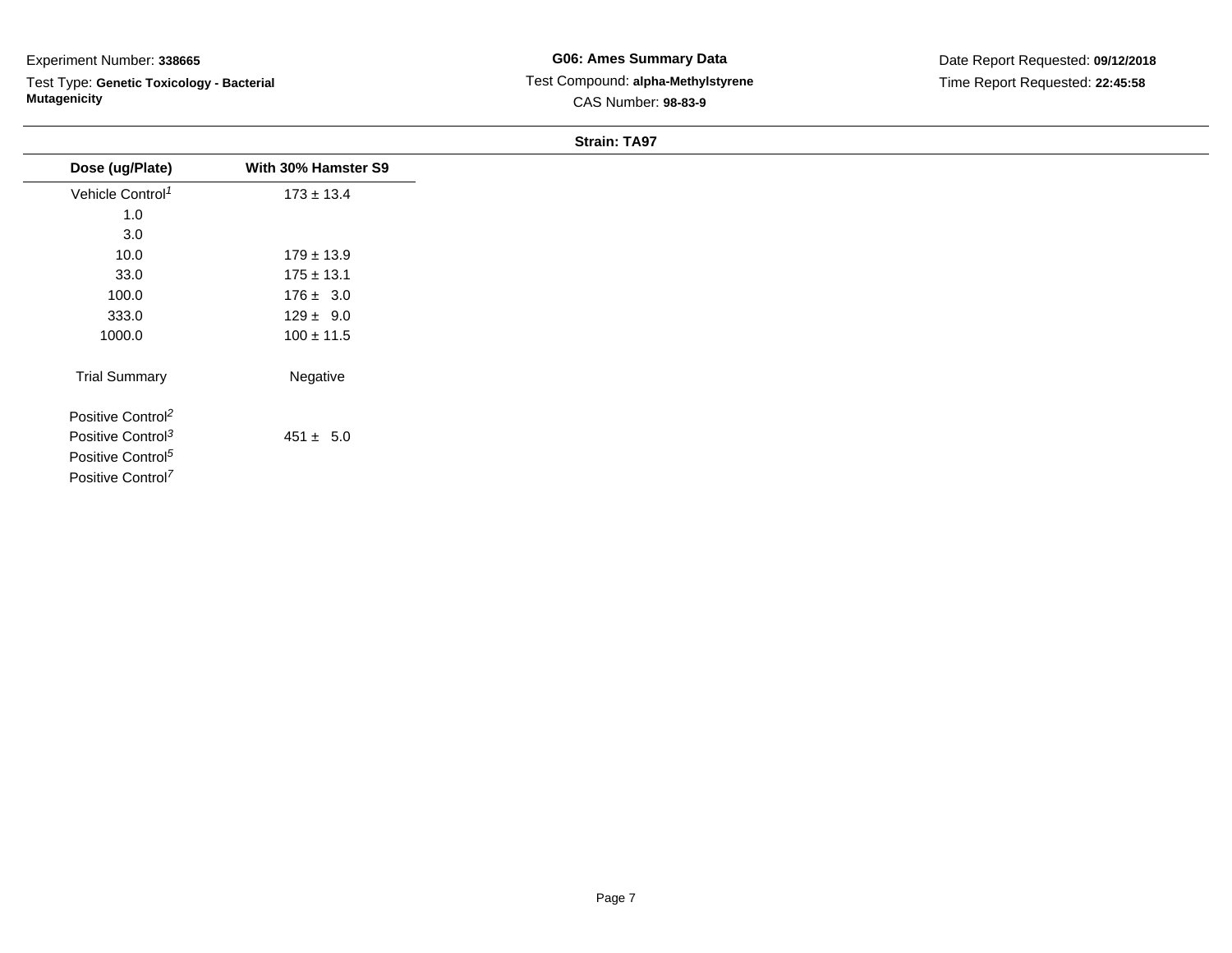Experiment Number: **338665**

Test Type: **Genetic Toxicology - Bacterial Mutagenicity**

**G06: Ames Summary Data**

Test Compound: **alpha-Methylstyrene**

CAS Number: **98-83-9**

Date Report Requested: **09/12/2018**

Time Report Requested: **22:45:58**

**Strain: TA97**

| Dose (ug/Plate) | With 30% Hamster S9 |
|---|---|
| Vehicle Control[1] | 173 ± 13.4 |
| 1.0 | |
| 3.0 | |
| 10.0 | 179 ± 13.9 |
| 33.0 | 175 ± 13.1 |
| 100.0 | 176 ± 3.0 |
| 333.0 | 129 ± 9.0 |
| 1000.0 | 100 ± 11.5 |
| Trial Summary | Negative |
| Positive Control[2] | |
| Positive Control[3] | 451 ± 5.0 |
| Positive Control[5] | |
| Positive Control[7] | |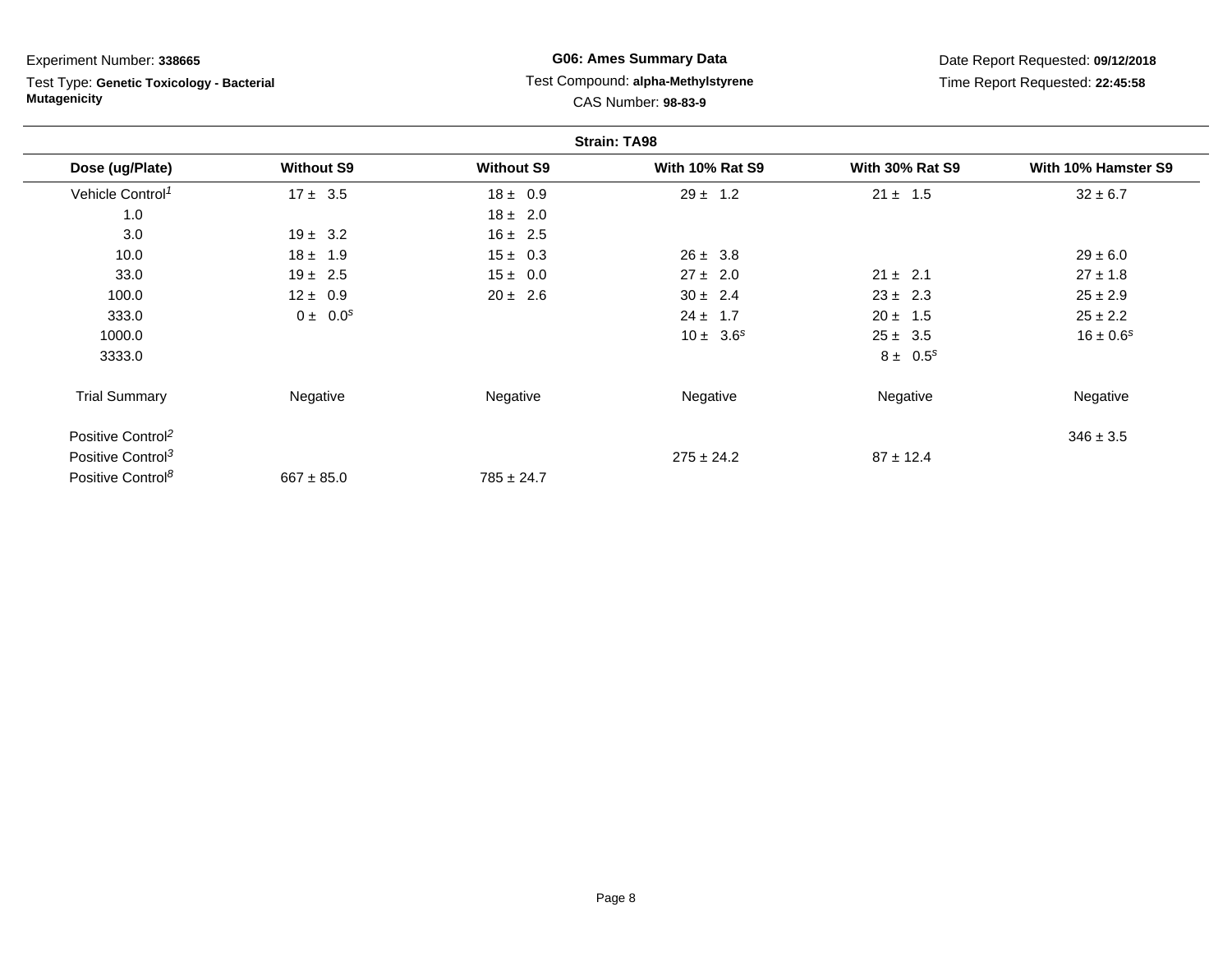Experiment Number: **338665**

Test Type: **Genetic Toxicology - Bacterial Mutagenicity**

**G06: Ames Summary Data**

Test Compound: **alpha-Methylstyrene**

CAS Number: **98-83-9**

Date Report Requested: **09/12/2018**

Time Report Requested: **22:45:58**

**Strain: TA98**

| Dose (ug/Plate) | Without S9 | Without S9 | With 10% Rat S9 | With 30% Rat S9 | With 10% Hamster S9 |
|---|---|---|---|---|---|
| Vehicle Control[1] | 17 ± 3.5 | 18 ± 0.9 | 29 ± 1.2 | 21 ± 1.5 | 32 ± 6.7 |
| 1.0 | | 18 ± 2.0 | | | |
| 3.0 | 19 ± 3.2 | 16 ± 2.5 | | | |
| 10.0 | 18 ± 1.9 | 15 ± 0.3 | 26 ± 3.8 | | 29 ± 6.0 |
| 33.0 | 19 ± 2.5 | 15 ± 0.0 | 27 ± 2.0 | 21 ± 2.1 | 27 ± 1.8 |
| 100.0 | 12 ± 0.9 | 20 ± 2.6 | 30 ± 2.4 | 23 ± 2.3 | 25 ± 2.9 |
| 333.0 | 0 ± 0.0[s] | | 24 ± 1.7 | 20 ± 1.5 | 25 ± 2.2 |
| 1000.0 | | | 10 ± 3.6[s] | 25 ± 3.5 | 16 ± 0.6[s] |
| 3333.0 | | | | 8 ± 0.5[s] | |
| Trial Summary | Negative | Negative | Negative | Negative | Negative |
| Positive Control[2] | | | | | 346 ± 3.5 |
| Positive Control[3] | | | 275 ± 24.2 | 87 ± 12.4 | |
| Positive Control[8] | 667 ± 85.0 | 785 ± 24.7 | | | |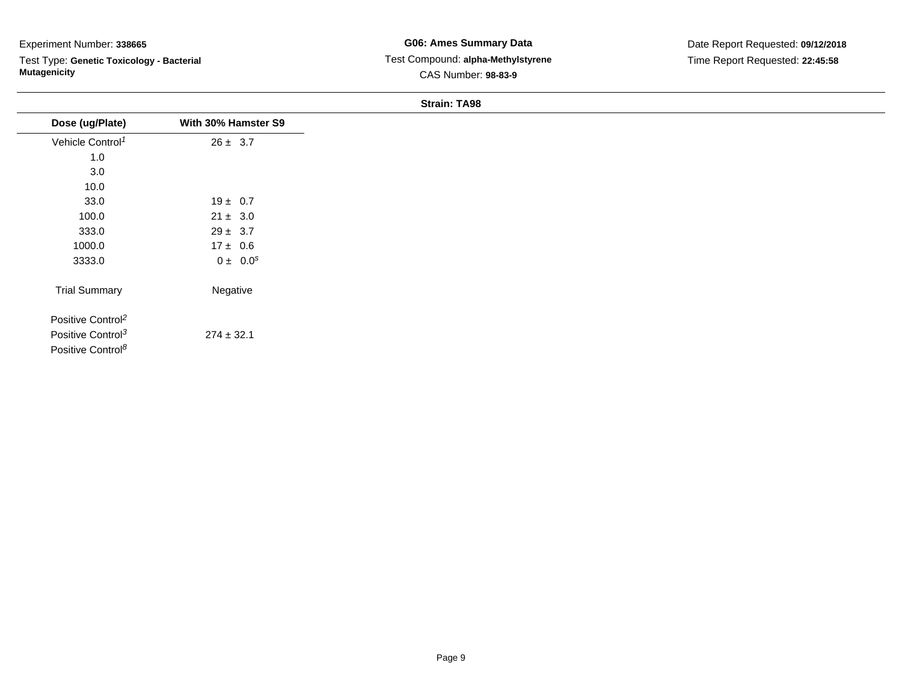Experiment Number: **338665**

Test Type: **Genetic Toxicology - Bacterial Mutagenicity**

**G06: Ames Summary Data**

Test Compound: **alpha-Methylstyrene**

CAS Number: **98-83-9**

Date Report Requested: **09/12/2018**

Time Report Requested: **22:45:58**

**Strain: TA98**

| Dose (ug/Plate) | With 30% Hamster S9 |
|---|---|
| Vehicle Control[1] | 26 ± 3.7 |
| 1.0 | |
| 3.0 | |
| 10.0 | |
| 33.0 | 19 ± 0.7 |
| 100.0 | 21 ± 3.0 |
| 333.0 | 29 ± 3.7 |
| 1000.0 | 17 ± 0.6 |
| 3333.0 | 0 ± 0.0[s] |
| Trial Summary | Negative |
| Positive Control[2] | |
| Positive Control[3] | 274 ± 32.1 |
| Positive Control[8] | |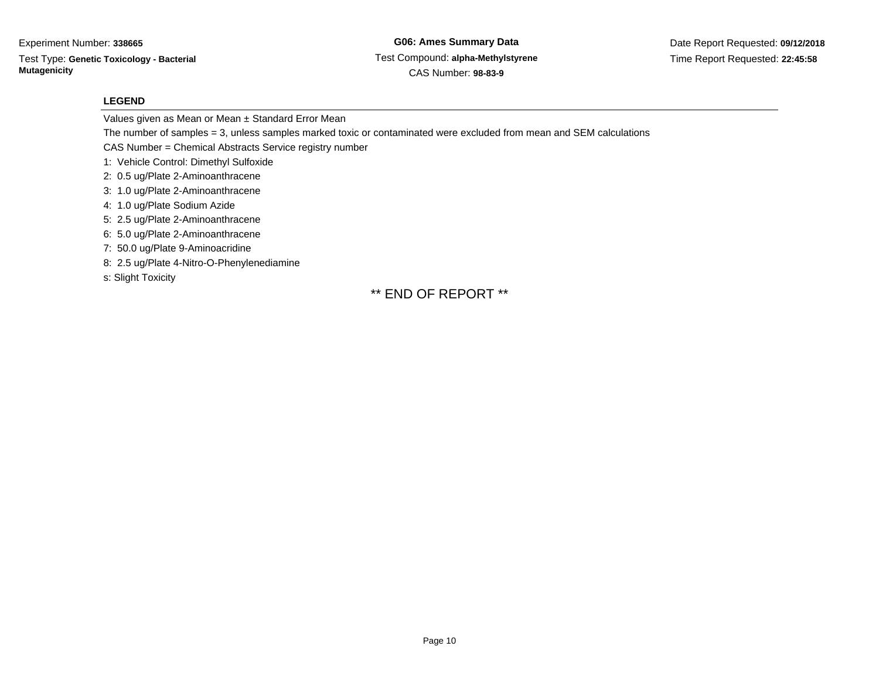Experiment Number: **338665**

Test Type: **Genetic Toxicology - Bacterial Mutagenicity**

**G06: Ames Summary Data**

Test Compound: **alpha-Methylstyrene**

CAS Number: **98-83-9**

Date Report Requested: **09/12/2018**

Time Report Requested: **22:45:58**

**LEGEND**

Values given as Mean or Mean ± Standard Error Mean

The number of samples = 3, unless samples marked toxic or contaminated were excluded from mean and SEM calculations

CAS Number = Chemical Abstracts Service registry number

1: Vehicle Control: Dimethyl Sulfoxide

2: 0.5 ug/Plate 2-Aminoanthracene

3: 1.0 ug/Plate 2-Aminoanthracene

4: 1.0 ug/Plate Sodium Azide

5: 2.5 ug/Plate 2-Aminoanthracene

6: 5.0 ug/Plate 2-Aminoanthracene

7: 50.0 ug/Plate 9-Aminoacridine

8: 2.5 ug/Plate 4-Nitro-O-Phenylenediamine

s: Slight Toxicity

** END OF REPORT **